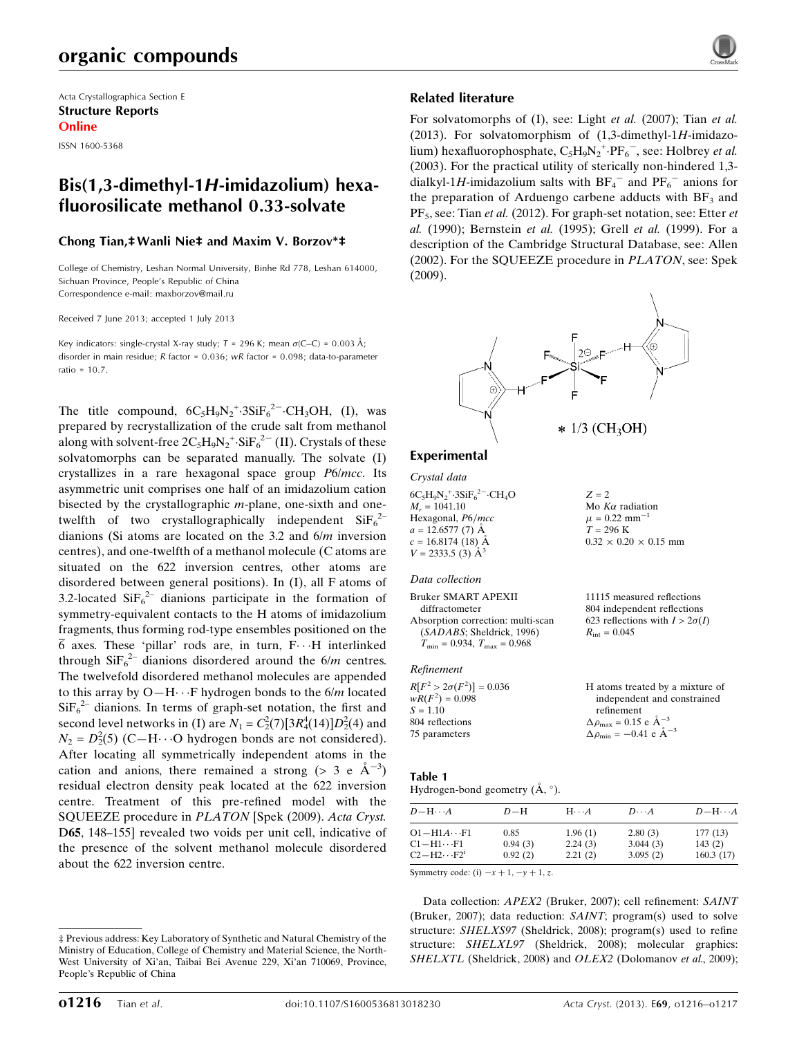Acta Crystallographica Section E

**Structure Reports Online**

ISSN 1600-5368

# Bis(1,3-dimethyl-1*H*-imidazolium) hexafluorosilicate methanol 0.33-solvate

**Chong Tian,‡ Wanli Nie‡ and Maxim V. Borzov\*‡**

College of Chemistry, Leshan Normal University, Binhe Rd 778, Leshan 614000, Sichuan Province, People's Republic of China
Correspondence e-mail: maxborzov@mail.ru

Received 7 June 2013; accepted 1 July 2013

Key indicators: single-crystal X-ray study; $T$ = 296 K; mean σ(C–C) = 0.003 Å; disorder in main residue; $R$ factor = 0.036; $wR$ factor = 0.098; data-to-parameter ratio = 10.7.

The title compound, $6C_5H_9N_2^+{\cdot}3SiF_6^{2-}{\cdot}CH_3OH$, (I), was prepared by recrystallization of the crude salt from methanol along with solvent-free $2C_5H_9N_2^+{\cdot}SiF_6^{2-}$ (II). Crystals of these solvatomorphs can be separated manually. The solvate (I) crystallizes in a rare hexagonal space group $P6/mcc$. Its asymmetric unit comprises one half of an imidazolium cation bisected by the crystallographic $m$-plane, one-sixth and one-twelfth of two crystallographically independent $SiF_6^{2-}$ dianions (Si atoms are located on the 3.2 and $6/m$ inversion centres), and one-twelfth of a methanol molecule (C atoms are situated on the 622 inversion centres, other atoms are disordered between general positions). In (I), all F atoms of 3.2-located $SiF_6^{2-}$ dianions participate in the formation of symmetry-equivalent contacts to the H atoms of imidazolium fragments, thus forming rod-type ensembles positioned on the $\bar{6}$ axes. These 'pillar' rods are, in turn, F⋯H interlinked through $SiF_6^{2-}$ dianions disordered around the $6/m$ centres. The twelvefold disordered methanol molecules are appended to this array by O—H⋯F hydrogen bonds to the $6/m$ located $SiF_6^{2-}$ dianions. In terms of graph-set notation, the first and second level networks in (I) are $N_1 = C_2^2(7)[3R_4^4(14)]D_2^2(4)$ and $N_2 = D_2^2(5)$ (C—H⋯O hydrogen bonds are not considered). After locating all symmetrically independent atoms in the cation and anions, there remained a strong (> 3 e Å$^{-3}$) residual electron density peak located at the 622 inversion centre. Treatment of this pre-refined model with the SQUEEZE procedure in *PLATON* [Spek (2009). *Acta Cryst.* D**65**, 148–155] revealed two voids per unit cell, indicative of the presence of the solvent methanol molecule disordered about the 622 inversion centre.

## Related literature

For solvatomorphs of (I), see: Light *et al.* (2007); Tian *et al.* (2013). For solvatomorphism of (1,3-dimethyl-1*H*-imidazolium) hexafluorophosphate, $C_5H_9N_2^+{\cdot}PF_6^-$, see: Holbrey *et al.* (2003). For the practical utility of sterically non-hindered 1,3-dialkyl-1*H*-imidazolium salts with $BF_4^-$ and $PF_6^-$ anions for the preparation of Arduengo carbene adducts with $BF_3$ and $PF_5$, see: Tian *et al.* (2012). For graph-set notation, see: Etter *et al.* (1990); Bernstein *et al.* (1995); Grell *et al.* (1999). For a description of the Cambridge Structural Database, see: Allen (2002). For the SQUEEZE procedure in *PLATON*, see: Spek (2009).

## Experimental

### Crystal data

$6C_5H_9N_2^+{\cdot}3SiF_6^{2-}{\cdot}CH_4O$
$M_r$ = 1041.10
Hexagonal, $P6/mcc$
$a$ = 12.6577 (7) Å
$c$ = 16.8174 (18) Å
$V$ = 2333.5 (3) Å$^3$
$Z$ = 2
Mo $K\alpha$ radiation
$\mu$ = 0.22 mm$^{-1}$
$T$ = 296 K
0.32 × 0.20 × 0.15 mm

### Data collection

Bruker SMART APEXII diffractometer
Absorption correction: multi-scan (*SADABS*; Sheldrick, 1996)
$T_{min}$ = 0.934, $T_{max}$ = 0.968
11115 measured reflections
804 independent reflections
623 reflections with $I > 2\sigma(I)$
$R_{int}$ = 0.045

### Refinement

$R[F^2 > 2\sigma(F^2)]$ = 0.036
$wR(F^2)$ = 0.098
$S$ = 1.10
804 reflections
75 parameters
H atoms treated by a mixture of independent and constrained refinement
$\Delta\rho_{max}$ = 0.15 e Å$^{-3}$
$\Delta\rho_{min}$ = −0.41 e Å$^{-3}$

**Table 1**
Hydrogen-bond geometry (Å, °).

| $D$—H⋯$A$ | $D$—H | H⋯$A$ | $D$⋯$A$ | $D$—H⋯$A$ |
|---|---|---|---|---|
| O1—H1*A*⋯F1 | 0.85 | 1.96 (1) | 2.80 (3) | 177 (13) |
| C1—H1⋯F1 | 0.94 (3) | 2.24 (3) | 3.044 (3) | 143 (2) |
| C2—H2⋯F2$^{i}$ | 0.92 (2) | 2.21 (2) | 3.095 (2) | 160.3 (17) |

Symmetry code: (i) $-x+1, -y+1, z$.

Data collection: *APEX2* (Bruker, 2007); cell refinement: *SAINT* (Bruker, 2007); data reduction: *SAINT*; program(s) used to solve structure: *SHELXS97* (Sheldrick, 2008); program(s) used to refine structure: *SHELXL97* (Sheldrick, 2008); molecular graphics: *SHELXTL* (Sheldrick, 2008) and *OLEX2* (Dolomanov *et al.*, 2009);

‡ Previous address: Key Laboratory of Synthetic and Natural Chemistry of the Ministry of Education, College of Chemistry and Material Science, the North-West University of Xi'an, Taibai Bei Avenue 229, Xi'an 710069, Province, People's Republic of China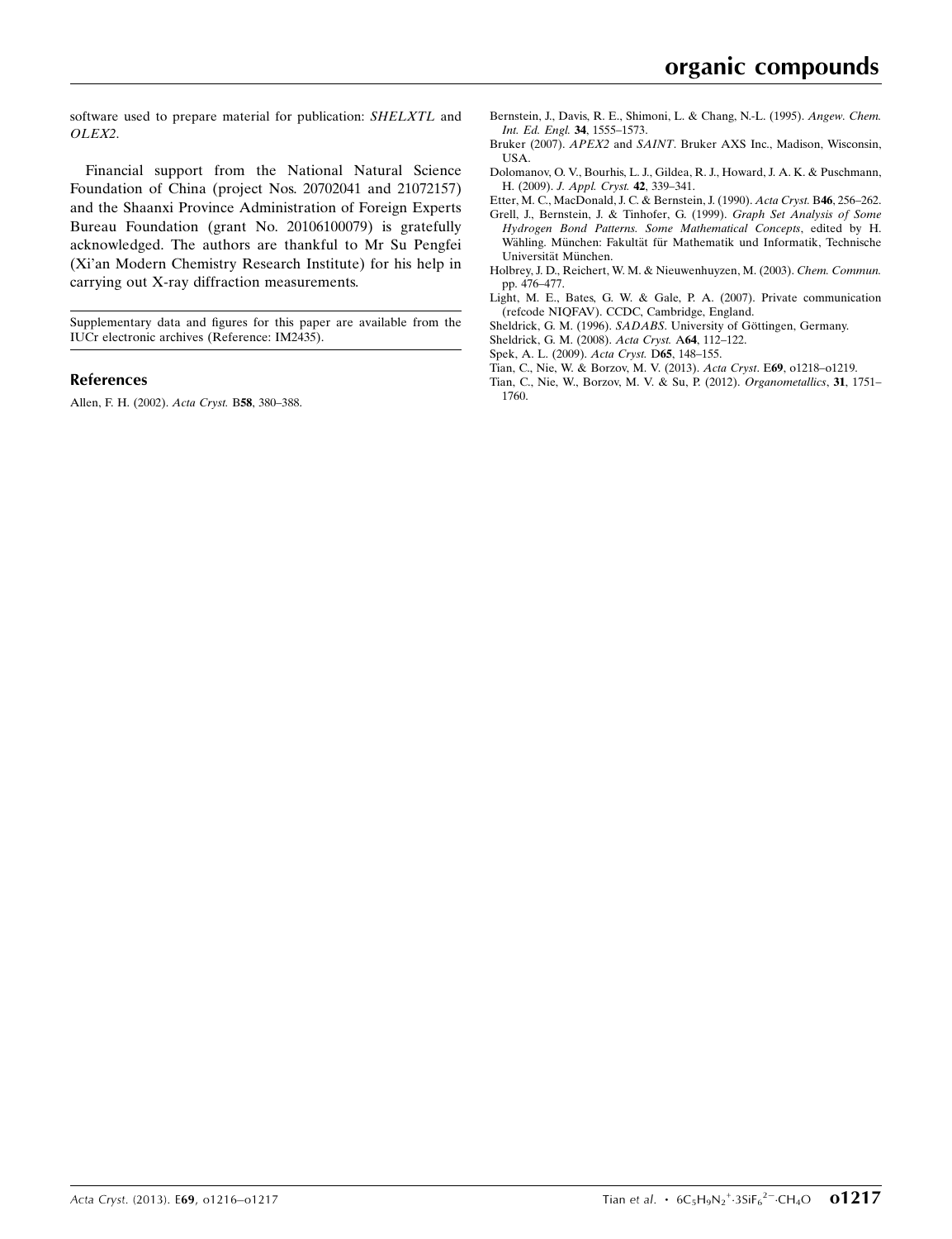software used to prepare material for publication: *SHELXTL* and *OLEX2*.

Financial support from the National Natural Science Foundation of China (project Nos. 20702041 and 21072157) and the Shaanxi Province Administration of Foreign Experts Bureau Foundation (grant No. 20106100079) is gratefully acknowledged. The authors are thankful to Mr Su Pengfei (Xi'an Modern Chemistry Research Institute) for his help in carrying out X-ray diffraction measurements.

Supplementary data and figures for this paper are available from the IUCr electronic archives (Reference: IM2435).

## References

Allen, F. H. (2002). *Acta Cryst.* B**58**, 380–388.

Bernstein, J., Davis, R. E., Shimoni, L. & Chang, N.-L. (1995). *Angew. Chem. Int. Ed. Engl.* **34**, 1555–1573.

Bruker (2007). *APEX2* and *SAINT*. Bruker AXS Inc., Madison, Wisconsin, USA.

Dolomanov, O. V., Bourhis, L. J., Gildea, R. J., Howard, J. A. K. & Puschmann, H. (2009). *J. Appl. Cryst.* **42**, 339–341.

Etter, M. C., MacDonald, J. C. & Bernstein, J. (1990). *Acta Cryst.* B**46**, 256–262.

Grell, J., Bernstein, J. & Tinhofer, G. (1999). *Graph Set Analysis of Some Hydrogen Bond Patterns. Some Mathematical Concepts*, edited by H. Wähling. München: Fakultät für Mathematik und Informatik, Technische Universität München.

Holbrey, J. D., Reichert, W. M. & Nieuwenhuyzen, M. (2003). *Chem. Commun.* pp. 476–477.

Light, M. E., Bates, G. W. & Gale, P. A. (2007). Private communication (refcode NIQFAV). CCDC, Cambridge, England.

Sheldrick, G. M. (1996). *SADABS*. University of Göttingen, Germany.

Sheldrick, G. M. (2008). *Acta Cryst.* A**64**, 112–122.

Spek, A. L. (2009). *Acta Cryst.* D**65**, 148–155.

Tian, C., Nie, W. & Borzov, M. V. (2013). *Acta Cryst*. E**69**, o1218–o1219.

Tian, C., Nie, W., Borzov, M. V. & Su, P. (2012). *Organometallics*, **31**, 1751–1760.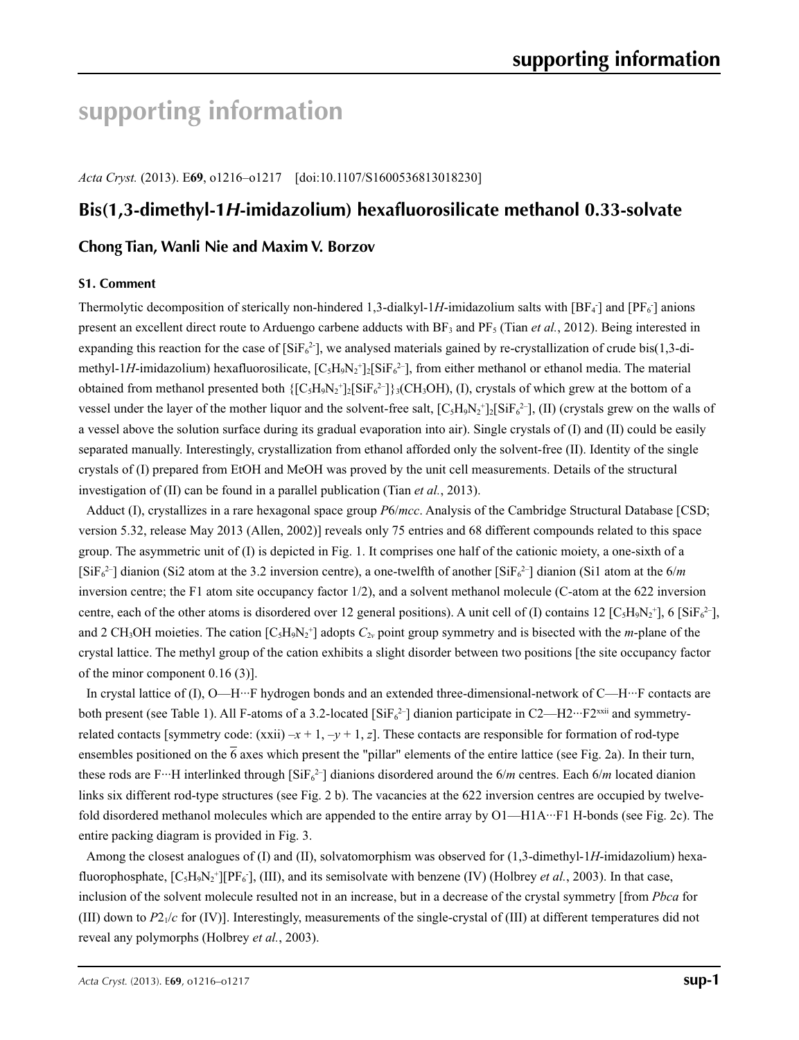# supporting information

*Acta Cryst.* (2013). E**69**, o1216–o1217 [doi:10.1107/S1600536813018230]

## Bis(1,3-dimethyl-1*H*-imidazolium) hexafluorosilicate methanol 0.33-solvate

### Chong Tian, Wanli Nie and Maxim V. Borzov

#### S1. Comment

Thermolytic decomposition of sterically non-hindered 1,3-dialkyl-1*H*-imidazolium salts with [$BF_4^-$] and [$PF_6^-$] anions present an excellent direct route to Arduengo carbene adducts with $BF_3$ and $PF_5$ (Tian *et al.*, 2012). Being interested in expanding this reaction for the case of [$SiF_6^{2-}$], we analysed materials gained by re-crystallization of crude bis(1,3-dimethyl-1*H*-imidazolium) hexafluorosilicate, [$C_5H_9N_2^+$]$_2$[$SiF_6^{2-}$], from either methanol or ethanol media. The material obtained from methanol presented both {[$C_5H_9N_2^+$]$_2$[$SiF_6^{2-}$]}$_3$($CH_3OH$), (I), crystals of which grew at the bottom of a vessel under the layer of the mother liquor and the solvent-free salt, [$C_5H_9N_2^+$]$_2$[$SiF_6^{2-}$], (II) (crystals grew on the walls of a vessel above the solution surface during its gradual evaporation into air). Single crystals of (I) and (II) could be easily separated manually. Interestingly, crystallization from ethanol afforded only the solvent-free (II). Identity of the single crystals of (I) prepared from EtOH and MeOH was proved by the unit cell measurements. Details of the structural investigation of (II) can be found in a parallel publication (Tian *et al.*, 2013).

Adduct (I), crystallizes in a rare hexagonal space group *P*6/*mcc*. Analysis of the Cambridge Structural Database [CSD; version 5.32, release May 2013 (Allen, 2002)] reveals only 75 entries and 68 different compounds related to this space group. The asymmetric unit of (I) is depicted in Fig. 1. It comprises one half of the cationic moiety, a one-sixth of a [$SiF_6^{2-}$] dianion (Si2 atom at the 3.2 inversion centre), a one-twelfth of another [$SiF_6^{2-}$] dianion (Si1 atom at the 6/*m* inversion centre; the F1 atom site occupancy factor 1/2), and a solvent methanol molecule (C-atom at the 622 inversion centre, each of the other atoms is disordered over 12 general positions). A unit cell of (I) contains 12 [$C_5H_9N_2^+$], 6 [$SiF_6^{2-}$], and 2 $CH_3OH$ moieties. The cation [$C_5H_9N_2^+$] adopts $C_{2v}$ point group symmetry and is bisected with the *m*-plane of the crystal lattice. The methyl group of the cation exhibits a slight disorder between two positions [the site occupancy factor of the minor component 0.16 (3)].

In crystal lattice of (I), O—H···F hydrogen bonds and an extended three-dimensional-network of C—H···F contacts are both present (see Table 1). All F-atoms of a 3.2-located [$SiF_6^{2-}$] dianion participate in C2—H2···F2[xxii] and symmetry-related contacts [symmetry code: (xxii) –*x* + 1, –*y* + 1, *z*]. These contacts are responsible for formation of rod-type ensembles positioned on the $\overline{6}$ axes which present the "pillar" elements of the entire lattice (see Fig. 2a). In their turn, these rods are F···H interlinked through [$SiF_6^{2-}$] dianions disordered around the 6/*m* centres. Each 6/*m* located dianion links six different rod-type structures (see Fig. 2 b). The vacancies at the 622 inversion centres are occupied by twelve-fold disordered methanol molecules which are appended to the entire array by O1—H1A···F1 H-bonds (see Fig. 2c). The entire packing diagram is provided in Fig. 3.

Among the closest analogues of (I) and (II), solvatomorphism was observed for (1,3-dimethyl-1*H*-imidazolium) hexafluorophosphate, [$C_5H_9N_2^+$][$PF_6^-$], (III), and its semisolvate with benzene (IV) (Holbrey *et al.*, 2003). In that case, inclusion of the solvent molecule resulted not in an increase, but in a decrease of the crystal symmetry [from *Pbca* for (III) down to $P2_1/c$ for (IV)]. Interestingly, measurements of the single-crystal of (III) at different temperatures did not reveal any polymorphs (Holbrey *et al.*, 2003).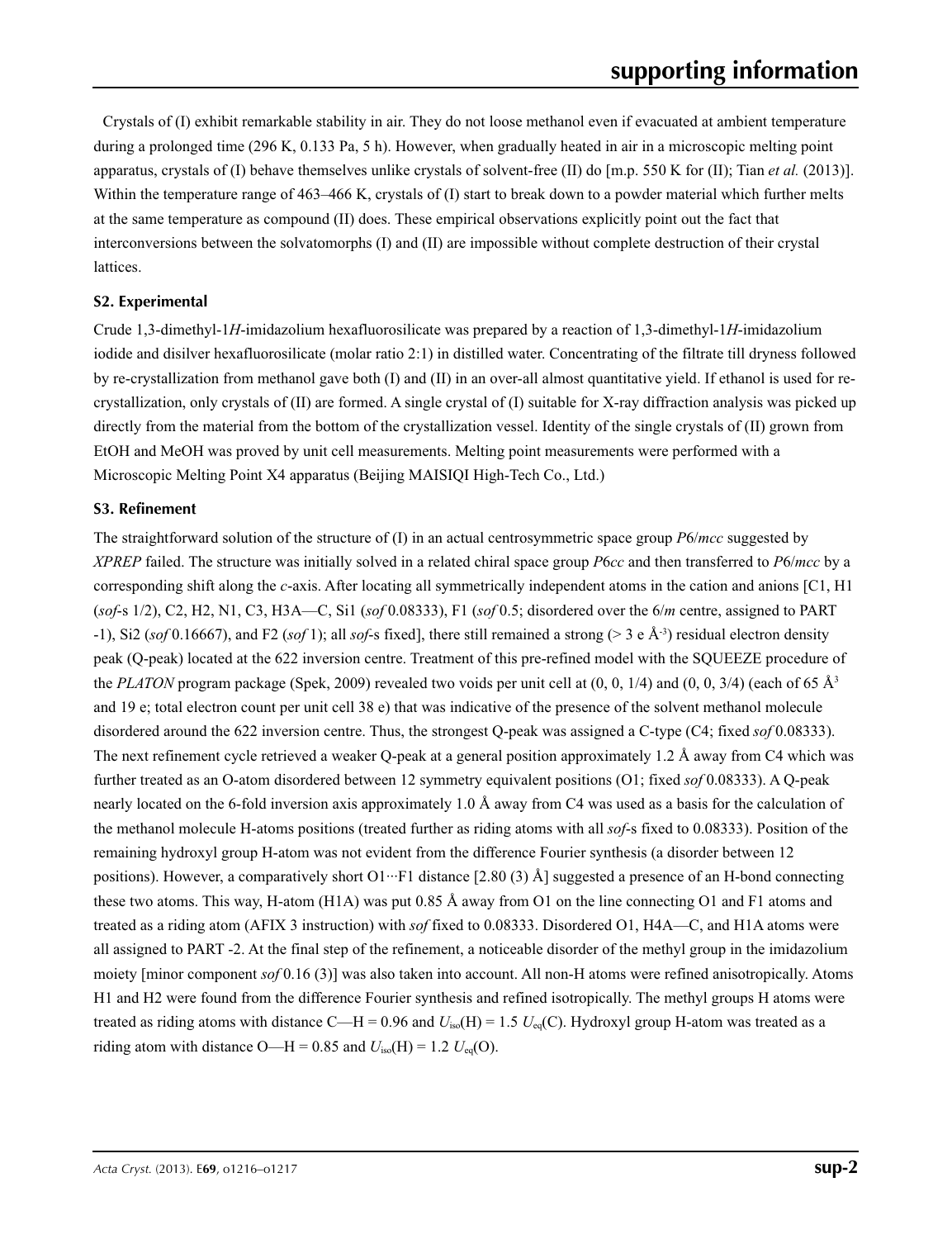Crystals of (I) exhibit remarkable stability in air. They do not loose methanol even if evacuated at ambient temperature during a prolonged time (296 K, 0.133 Pa, 5 h). However, when gradually heated in air in a microscopic melting point apparatus, crystals of (I) behave themselves unlike crystals of solvent-free (II) do [m.p. 550 K for (II); Tian *et al.* (2013)]. Within the temperature range of 463–466 K, crystals of (I) start to break down to a powder material which further melts at the same temperature as compound (II) does. These empirical observations explicitly point out the fact that interconversions between the solvatomorphs (I) and (II) are impossible without complete destruction of their crystal lattices.

### S2. Experimental

Crude 1,3-dimethyl-1*H*-imidazolium hexafluorosilicate was prepared by a reaction of 1,3-dimethyl-1*H*-imidazolium iodide and disilver hexafluorosilicate (molar ratio 2:1) in distilled water. Concentrating of the filtrate till dryness followed by re-crystallization from methanol gave both (I) and (II) in an over-all almost quantitative yield. If ethanol is used for re-crystallization, only crystals of (II) are formed. A single crystal of (I) suitable for X-ray diffraction analysis was picked up directly from the material from the bottom of the crystallization vessel. Identity of the single crystals of (II) grown from EtOH and MeOH was proved by unit cell measurements. Melting point measurements were performed with a Microscopic Melting Point X4 apparatus (Beijing MAISIQI High-Tech Co., Ltd.)

### S3. Refinement

The straightforward solution of the structure of (I) in an actual centrosymmetric space group *P*6/*mcc* suggested by *XPREP* failed. The structure was initially solved in a related chiral space group *P*6*cc* and then transferred to *P*6/*mcc* by a corresponding shift along the *c*-axis. After locating all symmetrically independent atoms in the cation and anions [C1, H1 (*sof*-s 1/2), C2, H2, N1, C3, H3A—C, Si1 (*sof* 0.08333), F1 (*sof* 0.5; disordered over the 6/*m* centre, assigned to PART -1), Si2 (*sof* 0.16667), and F2 (*sof* 1); all *sof*-s fixed], there still remained a strong (> 3 e Å$^{-3}$) residual electron density peak (Q-peak) located at the 622 inversion centre. Treatment of this pre-refined model with the SQUEEZE procedure of the *PLATON* program package (Spek, 2009) revealed two voids per unit cell at (0, 0, 1/4) and (0, 0, 3/4) (each of 65 Å$^3$ and 19 e; total electron count per unit cell 38 e) that was indicative of the presence of the solvent methanol molecule disordered around the 622 inversion centre. Thus, the strongest Q-peak was assigned a C-type (C4; fixed *sof* 0.08333). The next refinement cycle retrieved a weaker Q-peak at a general position approximately 1.2 Å away from C4 which was further treated as an O-atom disordered between 12 symmetry equivalent positions (O1; fixed *sof* 0.08333). A Q-peak nearly located on the 6-fold inversion axis approximately 1.0 Å away from C4 was used as a basis for the calculation of the methanol molecule H-atoms positions (treated further as riding atoms with all *sof*-s fixed to 0.08333). Position of the remaining hydroxyl group H-atom was not evident from the difference Fourier synthesis (a disorder between 12 positions). However, a comparatively short O1···F1 distance [2.80 (3) Å] suggested a presence of an H-bond connecting these two atoms. This way, H-atom (H1A) was put 0.85 Å away from O1 on the line connecting O1 and F1 atoms and treated as a riding atom (AFIX 3 instruction) with *sof* fixed to 0.08333. Disordered O1, H4A—C, and H1A atoms were all assigned to PART -2. At the final step of the refinement, a noticeable disorder of the methyl group in the imidazolium moiety [minor component *sof* 0.16 (3)] was also taken into account. All non-H atoms were refined anisotropically. Atoms H1 and H2 were found from the difference Fourier synthesis and refined isotropically. The methyl groups H atoms were treated as riding atoms with distance C—H = 0.96 and $U_{iso}$(H) = 1.5 $U_{eq}$(C). Hydroxyl group H-atom was treated as a riding atom with distance O—H = 0.85 and $U_{iso}$(H) = 1.2 $U_{eq}$(O).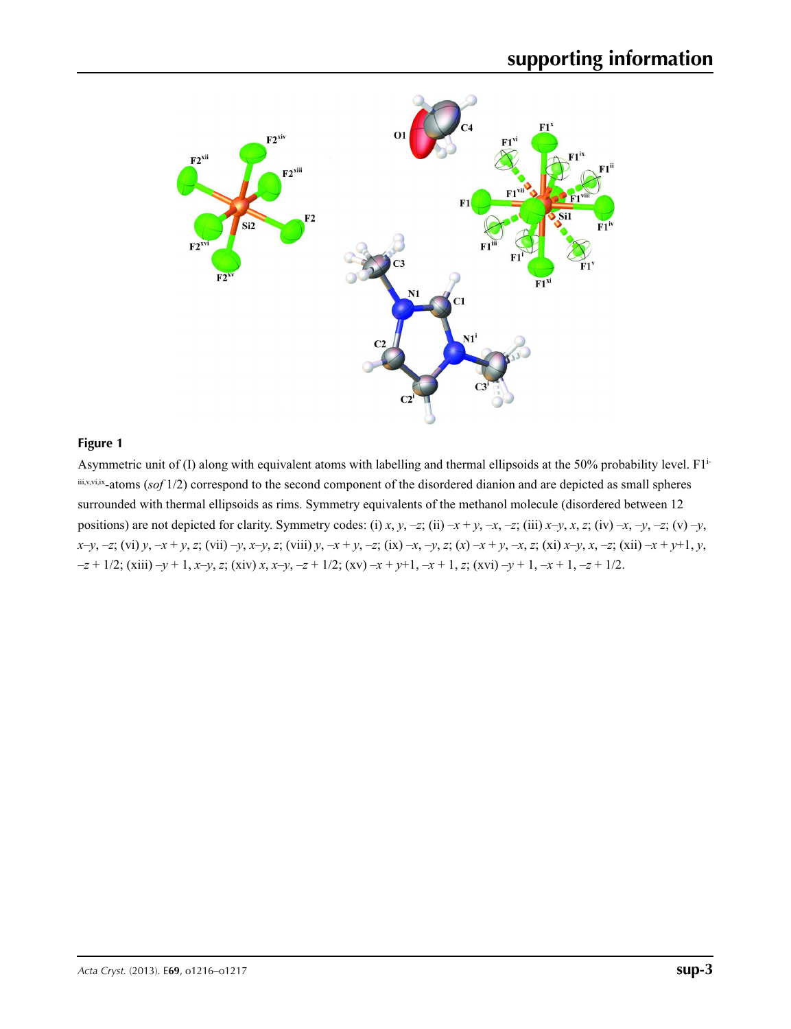**Figure 1**

Asymmetric unit of (I) along with equivalent atoms with labelling and thermal ellipsoids at the 50% probability level. F1[i-iii,v,vi,ix]-atoms (*sof* 1/2) correspond to the second component of the disordered dianion and are depicted as small spheres surrounded with thermal ellipsoids as rims. Symmetry equivalents of the methanol molecule (disordered between 12 positions) are not depicted for clarity. Symmetry codes: (i) *x*, *y*, –*z*; (ii) –*x* + *y*, –*x*, –*z*; (iii) *x*–*y*, *x*, *z*; (iv) –*x*, –*y*, –*z*; (v) –*y*, *x*–*y*, –*z*; (vi) *y*, –*x* + *y*, *z*; (vii) –*y*, *x*–*y*, *z*; (viii) *y*, –*x* + *y*, –*z*; (ix) –*x*, –*y*, *z*; (x) –*x* + *y*, –*x*, *z*; (xi) *x*–*y*, *x*, –*z*; (xii) –*x* + *y*+1, *y*, –*z* + 1/2; (xiii) –*y* + 1, *x*–*y*, *z*; (xiv) *x*, *x*–*y*, –*z* + 1/2; (xv) –*x* + *y*+1, –*x* + 1, *z*; (xvi) –*y* + 1, –*x* + 1, –*z* + 1/2.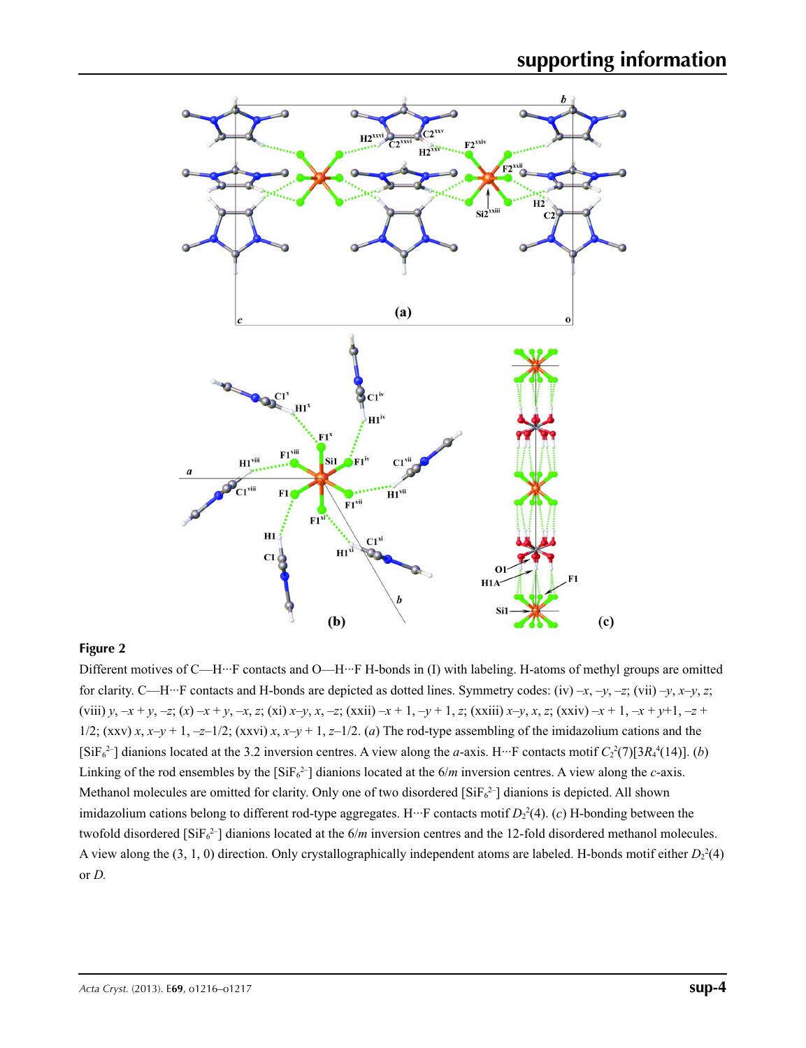## Figure 2

Different motives of C—H···F contacts and O—H···F H-bonds in (I) with labeling. H-atoms of methyl groups are omitted for clarity. C—H···F contacts and H-bonds are depicted as dotted lines. Symmetry codes: (iv) –*x*, –*y*, –*z*; (vii) –*y*, *x*–*y*, *z*; (viii) *y*, –*x* + *y*, –*z*; (*x*) –*x* + *y*, –*x*, *z*; (xi) *x*–*y*, *x*, –*z*; (xxii) –*x* + 1, –*y* + 1, *z*; (xxiii) *x*–*y*, *x*, *z*; (xxiv) –*x* + 1, –*x* + *y*+1, –*z* + 1/2; (xxv) *x*, *x*–*y* + 1, –*z*–1/2; (xxvi) *x*, *x*–*y* + 1, *z*–1/2. (*a*) The rod-type assembling of the imidazolium cations and the [$SiF_6^{2-}$] dianions located at the 3.2 inversion centres. A view along the *a*-axis. H···F contacts motif $C_2^2(7)[3R_4^4(14)]$. (*b*) Linking of the rod ensembles by the [$SiF_6^{2-}$] dianions located at the 6/*m* inversion centres. A view along the *c*-axis. Methanol molecules are omitted for clarity. Only one of two disordered [$SiF_6^{2-}$] dianions is depicted. All shown imidazolium cations belong to different rod-type aggregates. H···F contacts motif $D_2^2(4)$. (*c*) H-bonding between the twofold disordered [$SiF_6^{2-}$] dianions located at the 6/*m* inversion centres and the 12-fold disordered methanol molecules. A view along the (3, 1, 0) direction. Only crystallographically independent atoms are labeled. H-bonds motif either $D_2^2(4)$ or *D*.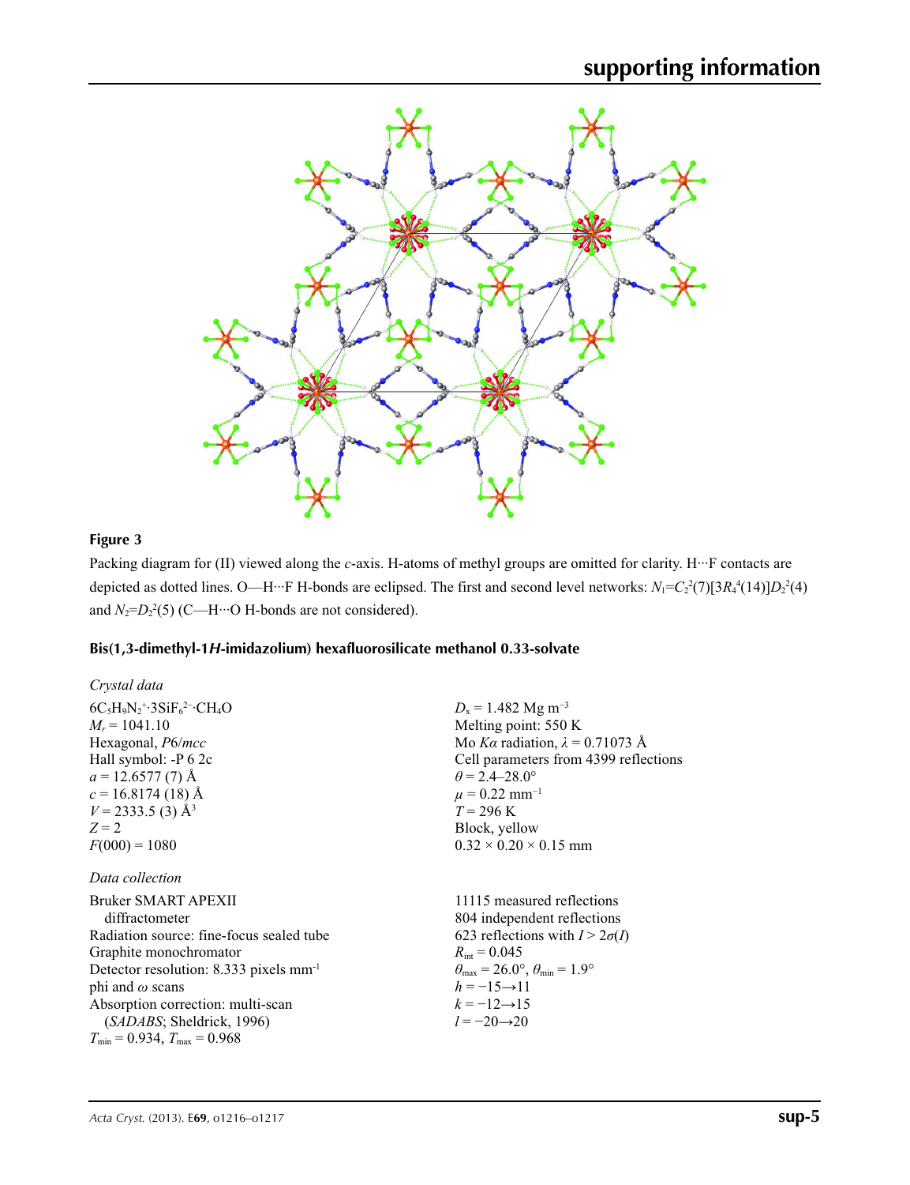**Figure 3**

Packing diagram for (II) viewed along the *c*-axis. H-atoms of methyl groups are omitted for clarity. H···F contacts are depicted as dotted lines. O—H···F H-bonds are eclipsed. The first and second level networks: $N_1$=$C_2^2(7)[3R_4^4(14)]D_2^2(4)$ and $N_2$=$D_2^2(5)$ (C—H···O H-bonds are not considered).

### Bis(1,3-dimethyl-1*H*-imidazolium) hexafluorosilicate methanol 0.33-solvate

#### *Crystal data*

$6C_5H_9N_2^+·3SiF_6^{2-}·CH_4O$
$M_r$ = 1041.10
Hexagonal, *P*6/*mcc*
Hall symbol: -P 6 2c
*a* = 12.6577 (7) Å
*c* = 16.8174 (18) Å
*V* = 2333.5 (3) Å$^3$
*Z* = 2
*F*(000) = 1080
$D_x$ = 1.482 Mg m$^{-3}$
Melting point: 550 K
Mo *Kα* radiation, *λ* = 0.71073 Å
Cell parameters from 4399 reflections
*θ* = 2.4–28.0°
*µ* = 0.22 mm$^{-1}$
*T* = 296 K
Block, yellow
0.32 × 0.20 × 0.15 mm

#### *Data collection*

Bruker SMART APEXII diffractometer
Radiation source: fine-focus sealed tube
Graphite monochromator
Detector resolution: 8.333 pixels mm$^{-1}$
phi and *ω* scans
Absorption correction: multi-scan (*SADABS*; Sheldrick, 1996)
$T_{min}$ = 0.934, $T_{max}$ = 0.968
11115 measured reflections
804 independent reflections
623 reflections with $I > 2\sigma(I)$
$R_{int}$ = 0.045
$\theta_{max}$ = 26.0°, $\theta_{min}$ = 1.9°
*h* = −15→11
*k* = −12→15
*l* = −20→20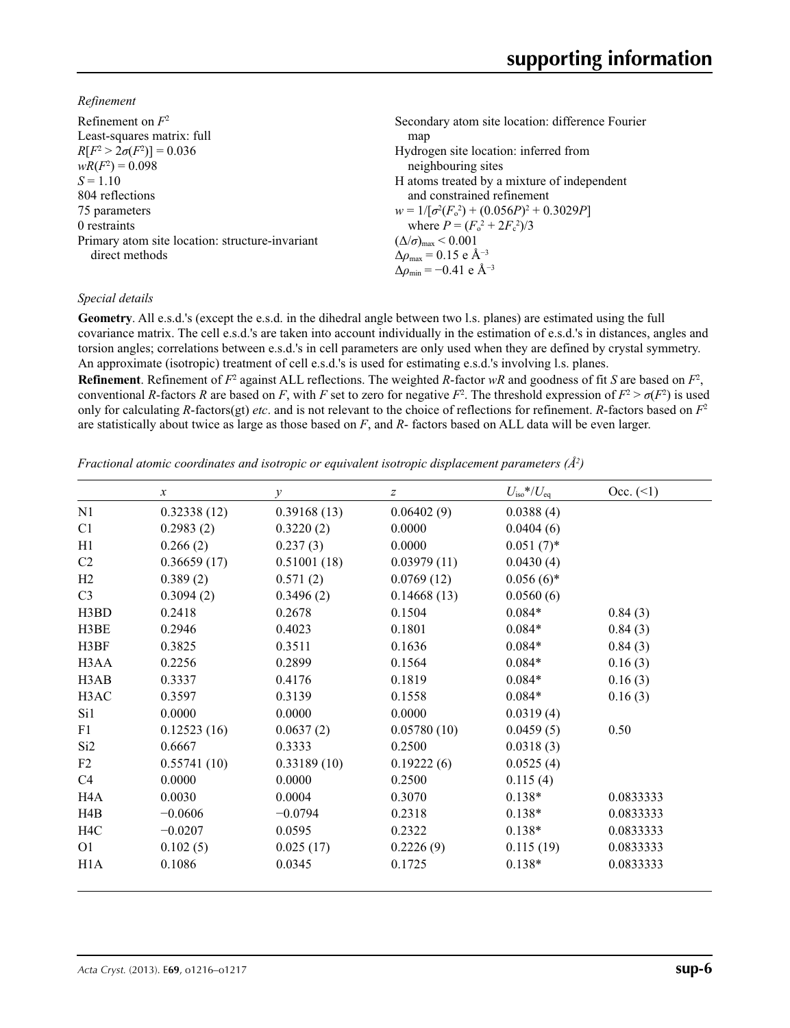*Refinement*

Refinement on $F^2$
Least-squares matrix: full
$R[F^2 > 2\sigma(F^2)] = 0.036$
$wR(F^2) = 0.098$
$S = 1.10$
804 reflections
75 parameters
0 restraints
Primary atom site location: structure-invariant direct methods
Secondary atom site location: difference Fourier map
Hydrogen site location: inferred from neighbouring sites
H atoms treated by a mixture of independent and constrained refinement
$w = 1/[\sigma^2(F_o^2) + (0.056P)^2 + 0.3029P]$
where $P = (F_o^2 + 2F_c^2)/3$
$(\Delta/\sigma)_{max} < 0.001$
$\Delta\rho_{max} = 0.15$ e Å$^{-3}$
$\Delta\rho_{min} = -0.41$ e Å$^{-3}$

*Special details*

**Geometry**. All e.s.d.'s (except the e.s.d. in the dihedral angle between two l.s. planes) are estimated using the full covariance matrix. The cell e.s.d.'s are taken into account individually in the estimation of e.s.d.'s in distances, angles and torsion angles; correlations between e.s.d.'s in cell parameters are only used when they are defined by crystal symmetry. An approximate (isotropic) treatment of cell e.s.d.'s is used for estimating e.s.d.'s involving l.s. planes.

**Refinement**. Refinement of $F^2$ against ALL reflections. The weighted $R$-factor $wR$ and goodness of fit $S$ are based on $F^2$, conventional $R$-factors $R$ are based on $F$, with $F$ set to zero for negative $F^2$. The threshold expression of $F^2 > \sigma(F^2)$ is used only for calculating $R$-factors(gt) *etc*. and is not relevant to the choice of reflections for refinement. $R$-factors based on $F^2$ are statistically about twice as large as those based on $F$, and $R$- factors based on ALL data will be even larger.

*Fractional atomic coordinates and isotropic or equivalent isotropic displacement parameters (Å$^2$)*

| | $x$ | $y$ | $z$ | $U_{iso}$\*/$U_{eq}$ | Occ. (<1) |
|---|---|---|---|---|---|
| N1 | 0.32338 (12) | 0.39168 (13) | 0.06402 (9) | 0.0388 (4) | |
| C1 | 0.2983 (2) | 0.3220 (2) | 0.0000 | 0.0404 (6) | |
| H1 | 0.266 (2) | 0.237 (3) | 0.0000 | 0.051 (7)* | |
| C2 | 0.36659 (17) | 0.51001 (18) | 0.03979 (11) | 0.0430 (4) | |
| H2 | 0.389 (2) | 0.571 (2) | 0.0769 (12) | 0.056 (6)* | |
| C3 | 0.3094 (2) | 0.3496 (2) | 0.14668 (13) | 0.0560 (6) | |
| H3BD | 0.2418 | 0.2678 | 0.1504 | 0.084* | 0.84 (3) |
| H3BE | 0.2946 | 0.4023 | 0.1801 | 0.084* | 0.84 (3) |
| H3BF | 0.3825 | 0.3511 | 0.1636 | 0.084* | 0.84 (3) |
| H3AA | 0.2256 | 0.2899 | 0.1564 | 0.084* | 0.16 (3) |
| H3AB | 0.3337 | 0.4176 | 0.1819 | 0.084* | 0.16 (3) |
| H3AC | 0.3597 | 0.3139 | 0.1558 | 0.084* | 0.16 (3) |
| Si1 | 0.0000 | 0.0000 | 0.0000 | 0.0319 (4) | |
| F1 | 0.12523 (16) | 0.0637 (2) | 0.05780 (10) | 0.0459 (5) | 0.50 |
| Si2 | 0.6667 | 0.3333 | 0.2500 | 0.0318 (3) | |
| F2 | 0.55741 (10) | 0.33189 (10) | 0.19222 (6) | 0.0525 (4) | |
| C4 | 0.0000 | 0.0000 | 0.2500 | 0.115 (4) | |
| H4A | 0.0030 | 0.0004 | 0.3070 | 0.138* | 0.0833333 |
| H4B | −0.0606 | −0.0794 | 0.2318 | 0.138* | 0.0833333 |
| H4C | −0.0207 | 0.0595 | 0.2322 | 0.138* | 0.0833333 |
| O1 | 0.102 (5) | 0.025 (17) | 0.2226 (9) | 0.115 (19) | 0.0833333 |
| H1A | 0.1086 | 0.0345 | 0.1725 | 0.138* | 0.0833333 |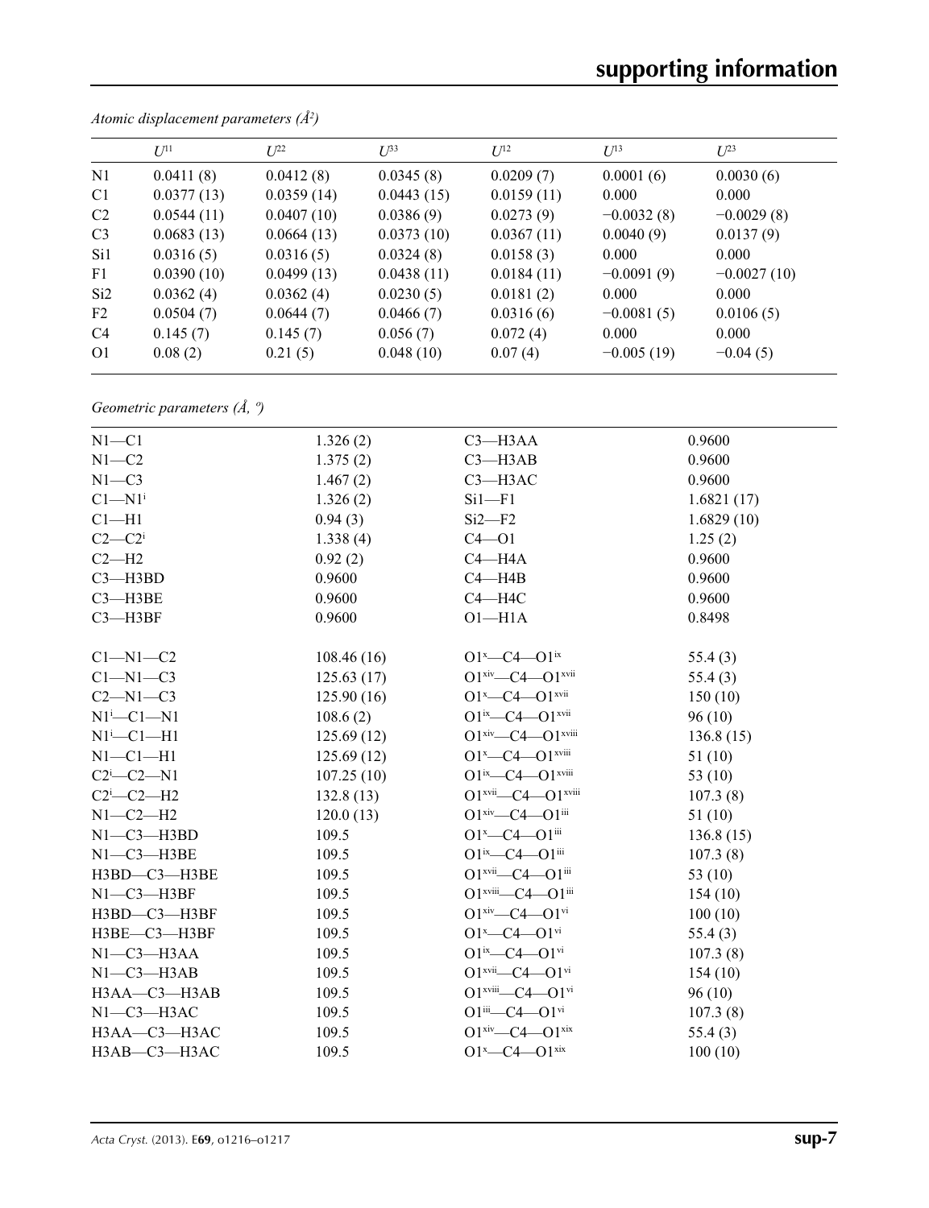*Atomic displacement parameters ($Å^2$)*

| | $U^{11}$ | $U^{22}$ | $U^{33}$ | $U^{12}$ | $U^{13}$ | $U^{23}$ |
|---|---|---|---|---|---|---|
| N1 | 0.0411 (8) | 0.0412 (8) | 0.0345 (8) | 0.0209 (7) | 0.0001 (6) | 0.0030 (6) |
| C1 | 0.0377 (13) | 0.0359 (14) | 0.0443 (15) | 0.0159 (11) | 0.000 | 0.000 |
| C2 | 0.0544 (11) | 0.0407 (10) | 0.0386 (9) | 0.0273 (9) | −0.0032 (8) | −0.0029 (8) |
| C3 | 0.0683 (13) | 0.0664 (13) | 0.0373 (10) | 0.0367 (11) | 0.0040 (9) | 0.0137 (9) |
| Si1 | 0.0316 (5) | 0.0316 (5) | 0.0324 (8) | 0.0158 (3) | 0.000 | 0.000 |
| F1 | 0.0390 (10) | 0.0499 (13) | 0.0438 (11) | 0.0184 (11) | −0.0091 (9) | −0.0027 (10) |
| Si2 | 0.0362 (4) | 0.0362 (4) | 0.0230 (5) | 0.0181 (2) | 0.000 | 0.000 |
| F2 | 0.0504 (7) | 0.0644 (7) | 0.0466 (7) | 0.0316 (6) | −0.0081 (5) | 0.0106 (5) |
| C4 | 0.145 (7) | 0.145 (7) | 0.056 (7) | 0.072 (4) | 0.000 | 0.000 |
| O1 | 0.08 (2) | 0.21 (5) | 0.048 (10) | 0.07 (4) | −0.005 (19) | −0.04 (5) |

*Geometric parameters (Å, º)*

| | | | |
|---|---|---|---|
| N1—C1 | 1.326 (2) | C3—H3AA | 0.9600 |
| N1—C2 | 1.375 (2) | C3—H3AB | 0.9600 |
| N1—C3 | 1.467 (2) | C3—H3AC | 0.9600 |
| C1—N1$^{i}$ | 1.326 (2) | Si1—F1 | 1.6821 (17) |
| C1—H1 | 0.94 (3) | Si2—F2 | 1.6829 (10) |
| C2—C2$^{i}$ | 1.338 (4) | C4—O1 | 1.25 (2) |
| C2—H2 | 0.92 (2) | C4—H4A | 0.9600 |
| C3—H3BD | 0.9600 | C4—H4B | 0.9600 |
| C3—H3BE | 0.9600 | C4—H4C | 0.9600 |
| C3—H3BF | 0.9600 | O1—H1A | 0.8498 |
| | | | |
| C1—N1—C2 | 108.46 (16) | O1$^{x}$—C4—O1$^{ix}$ | 55.4 (3) |
| C1—N1—C3 | 125.63 (17) | O1$^{xiv}$—C4—O1$^{xvii}$ | 55.4 (3) |
| C2—N1—C3 | 125.90 (16) | O1$^{x}$—C4—O1$^{xvii}$ | 150 (10) |
| N1$^{i}$—C1—N1 | 108.6 (2) | O1$^{ix}$—C4—O1$^{xvii}$ | 96 (10) |
| N1$^{i}$—C1—H1 | 125.69 (12) | O1$^{xiv}$—C4—O1$^{xviii}$ | 136.8 (15) |
| N1—C1—H1 | 125.69 (12) | O1$^{x}$—C4—O1$^{xviii}$ | 51 (10) |
| C2$^{i}$—C2—N1 | 107.25 (10) | O1$^{ix}$—C4—O1$^{xviii}$ | 53 (10) |
| C2$^{i}$—C2—H2 | 132.8 (13) | O1$^{xvii}$—C4—O1$^{xviii}$ | 107.3 (8) |
| N1—C2—H2 | 120.0 (13) | O1$^{xiv}$—C4—O1$^{iii}$ | 51 (10) |
| N1—C3—H3BD | 109.5 | O1$^{x}$—C4—O1$^{iii}$ | 136.8 (15) |
| N1—C3—H3BE | 109.5 | O1$^{ix}$—C4—O1$^{iii}$ | 107.3 (8) |
| H3BD—C3—H3BE | 109.5 | O1$^{xvii}$—C4—O1$^{iii}$ | 53 (10) |
| N1—C3—H3BF | 109.5 | O1$^{xviii}$—C4—O1$^{iii}$ | 154 (10) |
| H3BD—C3—H3BF | 109.5 | O1$^{xiv}$—C4—O1$^{vi}$ | 100 (10) |
| H3BE—C3—H3BF | 109.5 | O1$^{x}$—C4—O1$^{vi}$ | 55.4 (3) |
| N1—C3—H3AA | 109.5 | O1$^{ix}$—C4—O1$^{vi}$ | 107.3 (8) |
| N1—C3—H3AB | 109.5 | O1$^{xvii}$—C4—O1$^{vi}$ | 154 (10) |
| H3AA—C3—H3AB | 109.5 | O1$^{xviii}$—C4—O1$^{vi}$ | 96 (10) |
| N1—C3—H3AC | 109.5 | O1$^{iii}$—C4—O1$^{vi}$ | 107.3 (8) |
| H3AA—C3—H3AC | 109.5 | O1$^{xiv}$—C4—O1$^{xix}$ | 55.4 (3) |
| H3AB—C3—H3AC | 109.5 | O1$^{x}$—C4—O1$^{xix}$ | 100 (10) |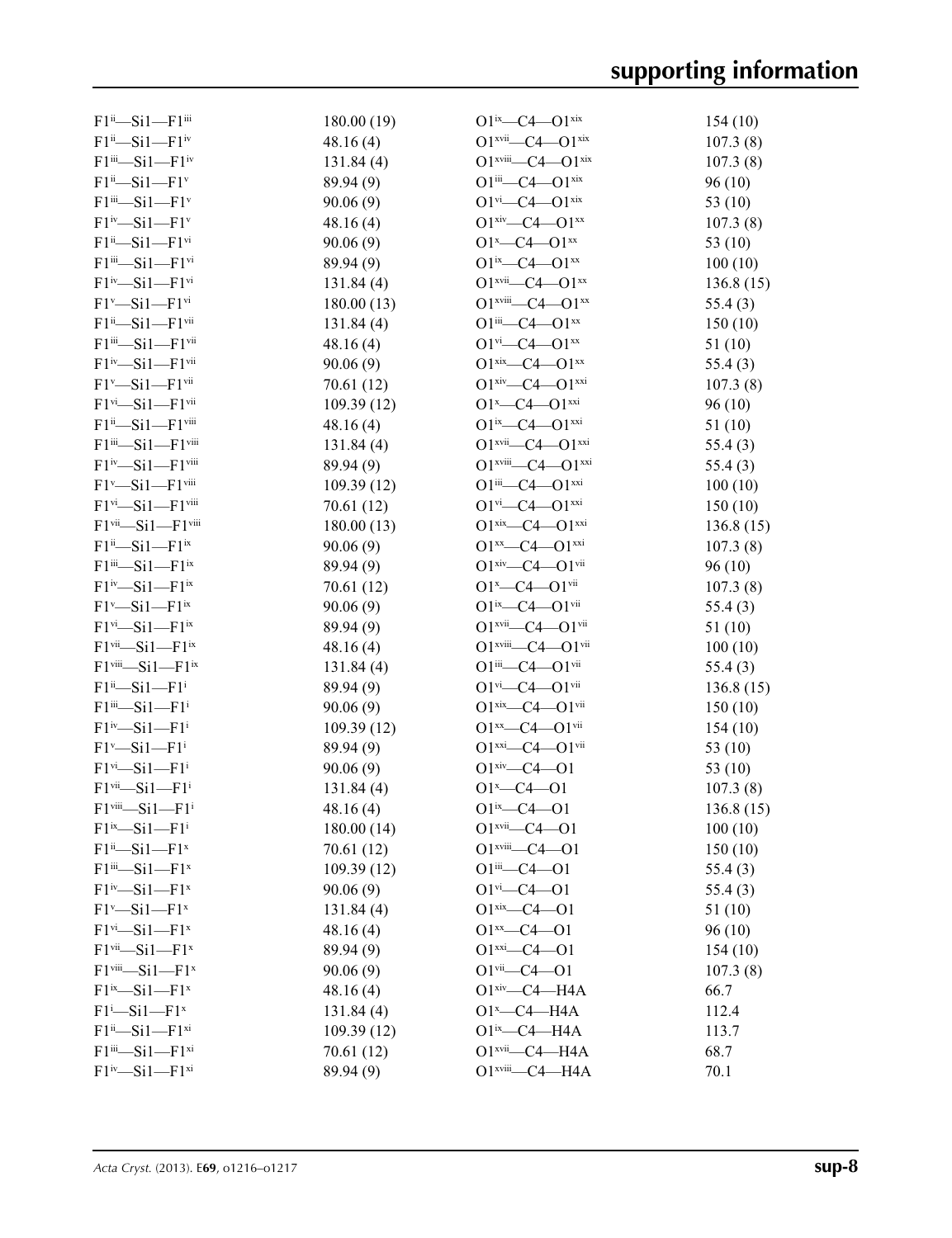| | | | |
|---|---|---|---|
| F1$^{ii}$—Si1—F1$^{iii}$ | 180.00 (19) | O1$^{ix}$—C4—O1$^{xix}$ | 154 (10) |
| F1$^{ii}$—Si1—F1$^{iv}$ | 48.16 (4) | O1$^{xvii}$—C4—O1$^{xix}$ | 107.3 (8) |
| F1$^{iii}$—Si1—F1$^{iv}$ | 131.84 (4) | O1$^{xviii}$—C4—O1$^{xix}$ | 107.3 (8) |
| F1$^{ii}$—Si1—F1$^{v}$ | 89.94 (9) | O1$^{iii}$—C4—O1$^{xix}$ | 96 (10) |
| F1$^{iii}$—Si1—F1$^{v}$ | 90.06 (9) | O1$^{vi}$—C4—O1$^{xix}$ | 53 (10) |
| F1$^{iv}$—Si1—F1$^{v}$ | 48.16 (4) | O1$^{xiv}$—C4—O1$^{xx}$ | 107.3 (8) |
| F1$^{ii}$—Si1—F1$^{vi}$ | 90.06 (9) | O1$^{x}$—C4—O1$^{xx}$ | 53 (10) |
| F1$^{iii}$—Si1—F1$^{vi}$ | 89.94 (9) | O1$^{ix}$—C4—O1$^{xx}$ | 100 (10) |
| F1$^{iv}$—Si1—F1$^{vi}$ | 131.84 (4) | O1$^{xvii}$—C4—O1$^{xx}$ | 136.8 (15) |
| F1$^{v}$—Si1—F1$^{vi}$ | 180.00 (13) | O1$^{xviii}$—C4—O1$^{xx}$ | 55.4 (3) |
| F1$^{ii}$—Si1—F1$^{vii}$ | 131.84 (4) | O1$^{iii}$—C4—O1$^{xx}$ | 150 (10) |
| F1$^{iii}$—Si1—F1$^{vii}$ | 48.16 (4) | O1$^{vi}$—C4—O1$^{xx}$ | 51 (10) |
| F1$^{iv}$—Si1—F1$^{vii}$ | 90.06 (9) | O1$^{xix}$—C4—O1$^{xx}$ | 55.4 (3) |
| F1$^{v}$—Si1—F1$^{vii}$ | 70.61 (12) | O1$^{xiv}$—C4—O1$^{xxi}$ | 107.3 (8) |
| F1$^{vi}$—Si1—F1$^{vii}$ | 109.39 (12) | O1$^{x}$—C4—O1$^{xxi}$ | 96 (10) |
| F1$^{ii}$—Si1—F1$^{viii}$ | 48.16 (4) | O1$^{ix}$—C4—O1$^{xxi}$ | 51 (10) |
| F1$^{iii}$—Si1—F1$^{viii}$ | 131.84 (4) | O1$^{xvii}$—C4—O1$^{xxi}$ | 55.4 (3) |
| F1$^{iv}$—Si1—F1$^{viii}$ | 89.94 (9) | O1$^{xviii}$—C4—O1$^{xxi}$ | 55.4 (3) |
| F1$^{v}$—Si1—F1$^{viii}$ | 109.39 (12) | O1$^{iii}$—C4—O1$^{xxi}$ | 100 (10) |
| F1$^{vi}$—Si1—F1$^{viii}$ | 70.61 (12) | O1$^{vi}$—C4—O1$^{xxi}$ | 150 (10) |
| F1$^{vii}$—Si1—F1$^{viii}$ | 180.00 (13) | O1$^{xix}$—C4—O1$^{xxi}$ | 136.8 (15) |
| F1$^{ii}$—Si1—F1$^{ix}$ | 90.06 (9) | O1$^{xx}$—C4—O1$^{xxi}$ | 107.3 (8) |
| F1$^{iii}$—Si1—F1$^{ix}$ | 89.94 (9) | O1$^{xiv}$—C4—O1$^{vii}$ | 96 (10) |
| F1$^{iv}$—Si1—F1$^{ix}$ | 70.61 (12) | O1$^{x}$—C4—O1$^{vii}$ | 107.3 (8) |
| F1$^{v}$—Si1—F1$^{ix}$ | 90.06 (9) | O1$^{ix}$—C4—O1$^{vii}$ | 55.4 (3) |
| F1$^{vi}$—Si1—F1$^{ix}$ | 89.94 (9) | O1$^{xvii}$—C4—O1$^{vii}$ | 51 (10) |
| F1$^{vii}$—Si1—F1$^{ix}$ | 48.16 (4) | O1$^{xviii}$—C4—O1$^{vii}$ | 100 (10) |
| F1$^{viii}$—Si1—F1$^{ix}$ | 131.84 (4) | O1$^{iii}$—C4—O1$^{vii}$ | 55.4 (3) |
| F1$^{ii}$—Si1—F1$^{i}$ | 89.94 (9) | O1$^{vi}$—C4—O1$^{vii}$ | 136.8 (15) |
| F1$^{iii}$—Si1—F1$^{i}$ | 90.06 (9) | O1$^{xix}$—C4—O1$^{vii}$ | 150 (10) |
| F1$^{iv}$—Si1—F1$^{i}$ | 109.39 (12) | O1$^{xx}$—C4—O1$^{vii}$ | 154 (10) |
| F1$^{v}$—Si1—F1$^{i}$ | 89.94 (9) | O1$^{xxi}$—C4—O1$^{vii}$ | 53 (10) |
| F1$^{vi}$—Si1—F1$^{i}$ | 90.06 (9) | O1$^{xiv}$—C4—O1 | 53 (10) |
| F1$^{vii}$—Si1—F1$^{i}$ | 131.84 (4) | O1$^{x}$—C4—O1 | 107.3 (8) |
| F1$^{viii}$—Si1—F1$^{i}$ | 48.16 (4) | O1$^{ix}$—C4—O1 | 136.8 (15) |
| F1$^{ix}$—Si1—F1$^{i}$ | 180.00 (14) | O1$^{xvii}$—C4—O1 | 100 (10) |
| F1$^{ii}$—Si1—F1$^{x}$ | 70.61 (12) | O1$^{xviii}$—C4—O1 | 150 (10) |
| F1$^{iii}$—Si1—F1$^{x}$ | 109.39 (12) | O1$^{iii}$—C4—O1 | 55.4 (3) |
| F1$^{iv}$—Si1—F1$^{x}$ | 90.06 (9) | O1$^{vi}$—C4—O1 | 55.4 (3) |
| F1$^{v}$—Si1—F1$^{x}$ | 131.84 (4) | O1$^{xix}$—C4—O1 | 51 (10) |
| F1$^{vi}$—Si1—F1$^{x}$ | 48.16 (4) | O1$^{xx}$—C4—O1 | 96 (10) |
| F1$^{vii}$—Si1—F1$^{x}$ | 89.94 (9) | O1$^{xxi}$—C4—O1 | 154 (10) |
| F1$^{viii}$—Si1—F1$^{x}$ | 90.06 (9) | O1$^{vii}$—C4—O1 | 107.3 (8) |
| F1$^{ix}$—Si1—F1$^{x}$ | 48.16 (4) | O1$^{xiv}$—C4—H4A | 66.7 |
| F1$^{i}$—Si1—F1$^{x}$ | 131.84 (4) | O1$^{x}$—C4—H4A | 112.4 |
| F1$^{ii}$—Si1—F1$^{xi}$ | 109.39 (12) | O1$^{ix}$—C4—H4A | 113.7 |
| F1$^{iii}$—Si1—F1$^{xi}$ | 70.61 (12) | O1$^{xvii}$—C4—H4A | 68.7 |
| F1$^{iv}$—Si1—F1$^{xi}$ | 89.94 (9) | O1$^{xviii}$—C4—H4A | 70.1 |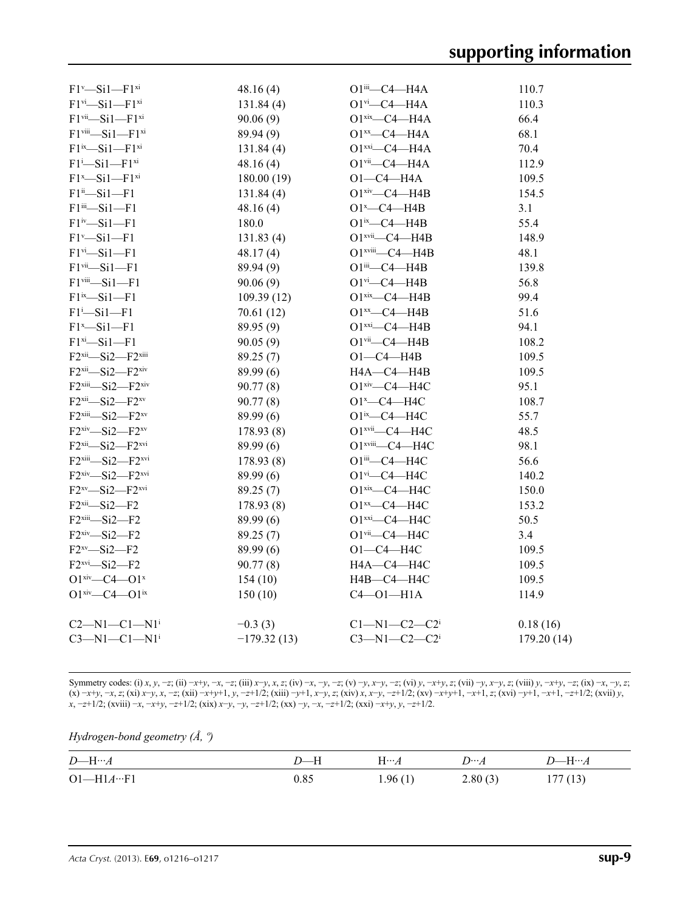| | | | |
|---|---|---|---|
| F1$^{v}$—Si1—F1$^{xi}$ | 48.16 (4) | O1$^{iii}$—C4—H4A | 110.7 |
| F1$^{vi}$—Si1—F1$^{xi}$ | 131.84 (4) | O1$^{vi}$—C4—H4A | 110.3 |
| F1$^{vii}$—Si1—F1$^{xi}$ | 90.06 (9) | O1$^{xix}$—C4—H4A | 66.4 |
| F1$^{viii}$—Si1—F1$^{xi}$ | 89.94 (9) | O1$^{xx}$—C4—H4A | 68.1 |
| F1$^{ix}$—Si1—F1$^{xi}$ | 131.84 (4) | O1$^{xxi}$—C4—H4A | 70.4 |
| F1$^{i}$—Si1—F1$^{xi}$ | 48.16 (4) | O1$^{vii}$—C4—H4A | 112.9 |
| F1$^{x}$—Si1—F1$^{xi}$ | 180.00 (19) | O1—C4—H4A | 109.5 |
| F1$^{ii}$—Si1—F1 | 131.84 (4) | O1$^{xiv}$—C4—H4B | 154.5 |
| F1$^{iii}$—Si1—F1 | 48.16 (4) | O1$^{x}$—C4—H4B | 3.1 |
| F1$^{iv}$—Si1—F1 | 180.0 | O1$^{ix}$—C4—H4B | 55.4 |
| F1$^{v}$—Si1—F1 | 131.83 (4) | O1$^{xvii}$—C4—H4B | 148.9 |
| F1$^{vi}$—Si1—F1 | 48.17 (4) | O1$^{xviii}$—C4—H4B | 48.1 |
| F1$^{vii}$—Si1—F1 | 89.94 (9) | O1$^{iii}$—C4—H4B | 139.8 |
| F1$^{viii}$—Si1—F1 | 90.06 (9) | O1$^{vi}$—C4—H4B | 56.8 |
| F1$^{ix}$—Si1—F1 | 109.39 (12) | O1$^{xix}$—C4—H4B | 99.4 |
| F1$^{i}$—Si1—F1 | 70.61 (12) | O1$^{xx}$—C4—H4B | 51.6 |
| F1$^{x}$—Si1—F1 | 89.95 (9) | O1$^{xxi}$—C4—H4B | 94.1 |
| F1$^{xi}$—Si1—F1 | 90.05 (9) | O1$^{vii}$—C4—H4B | 108.2 |
| F2$^{xii}$—Si2—F2$^{xiii}$ | 89.25 (7) | O1—C4—H4B | 109.5 |
| F2$^{xii}$—Si2—F2$^{xiv}$ | 89.99 (6) | H4A—C4—H4B | 109.5 |
| F2$^{xiii}$—Si2—F2$^{xiv}$ | 90.77 (8) | O1$^{xiv}$—C4—H4C | 95.1 |
| F2$^{xii}$—Si2—F2$^{xv}$ | 90.77 (8) | O1$^{x}$—C4—H4C | 108.7 |
| F2$^{xiii}$—Si2—F2$^{xv}$ | 89.99 (6) | O1$^{ix}$—C4—H4C | 55.7 |
| F2$^{xiv}$—Si2—F2$^{xv}$ | 178.93 (8) | O1$^{xvii}$—C4—H4C | 48.5 |
| F2$^{xii}$—Si2—F2$^{xvi}$ | 89.99 (6) | O1$^{xviii}$—C4—H4C | 98.1 |
| F2$^{xiii}$—Si2—F2$^{xvi}$ | 178.93 (8) | O1$^{iii}$—C4—H4C | 56.6 |
| F2$^{xiv}$—Si2—F2$^{xvi}$ | 89.99 (6) | O1$^{vi}$—C4—H4C | 140.2 |
| F2$^{xv}$—Si2—F2$^{xvi}$ | 89.25 (7) | O1$^{xix}$—C4—H4C | 150.0 |
| F2$^{xii}$—Si2—F2 | 178.93 (8) | O1$^{xx}$—C4—H4C | 153.2 |
| F2$^{xiii}$—Si2—F2 | 89.99 (6) | O1$^{xxi}$—C4—H4C | 50.5 |
| F2$^{xiv}$—Si2—F2 | 89.25 (7) | O1$^{vii}$—C4—H4C | 3.4 |
| F2$^{xv}$—Si2—F2 | 89.99 (6) | O1—C4—H4C | 109.5 |
| F2$^{xvi}$—Si2—F2 | 90.77 (8) | H4A—C4—H4C | 109.5 |
| O1$^{xiv}$—C4—O1$^{x}$ | 154 (10) | H4B—C4—H4C | 109.5 |
| O1$^{xiv}$—C4—O1$^{ix}$ | 150 (10) | C4—O1—H1A | 114.9 |

| | | | |
|---|---|---|---|
| C2—N1—C1—N1$^{i}$ | −0.3 (3) | C1—N1—C2—C2$^{i}$ | 0.18 (16) |
| C3—N1—C1—N1$^{i}$ | −179.32 (13) | C3—N1—C2—C2$^{i}$ | 179.20 (14) |

Symmetry codes: (i) $x, y, -z$; (ii) $-x+y, -x, -z$; (iii) $x-y, x, z$; (iv) $-x, -y, -z$; (v) $-y, x-y, -z$; (vi) $y, -x+y, z$; (vii) $-y, x-y, z$; (viii) $y, -x+y, -z$; (ix) $-x, -y, z$; (x) $-x+y, -x, z$; (xi) $x-y, x, -z$; (xii) $-x+y+1, y, -z+1/2$; (xiii) $-y+1, x-y, z$; (xiv) $x, x-y, -z+1/2$; (xv) $-x+y+1, -x+1, z$; (xvi) $-y+1, -x+1, -z+1/2$; (xvii) $y, x, -z+1/2$; (xviii) $-x, -x+y, -z+1/2$; (xix) $x-y, -y, -z+1/2$; (xx) $-y, -x, -z+1/2$; (xxi) $-x+y, y, -z+1/2$.

*Hydrogen-bond geometry (Å, º)*

| *D*—H···*A* | *D*—H | H···*A* | *D*···*A* | *D*—H···*A* |
|---|---|---|---|---|
| O1—H1*A*···F1 | 0.85 | 1.96 (1) | 2.80 (3) | 177 (13) |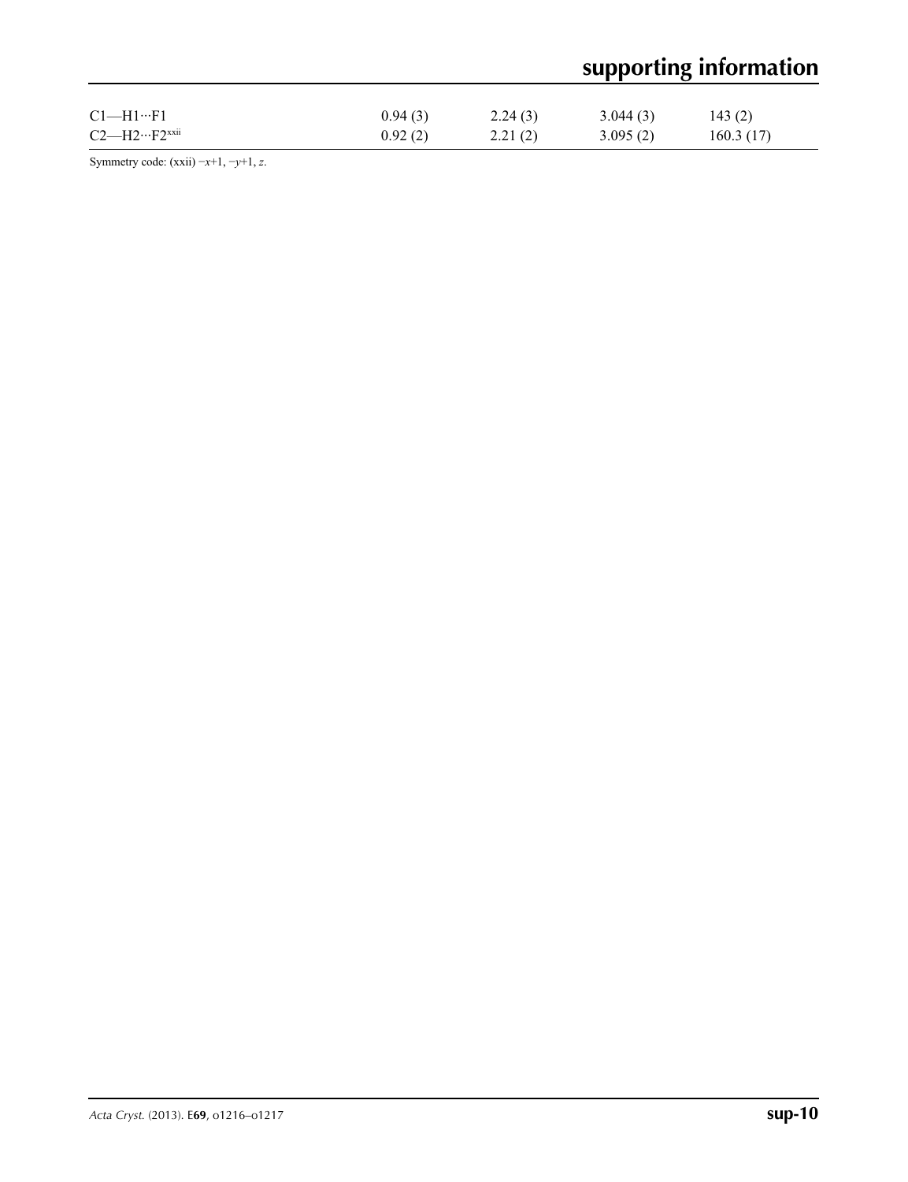| | | | | |
|---|---|---|---|---|
| C1—H1···F1 | 0.94 (3) | 2.24 (3) | 3.044 (3) | 143 (2) |
| C2—H2···F2[xxii] | 0.92 (2) | 2.21 (2) | 3.095 (2) | 160.3 (17) |

Symmetry code: (xxii) −*x*+1, −*y*+1, *z*.